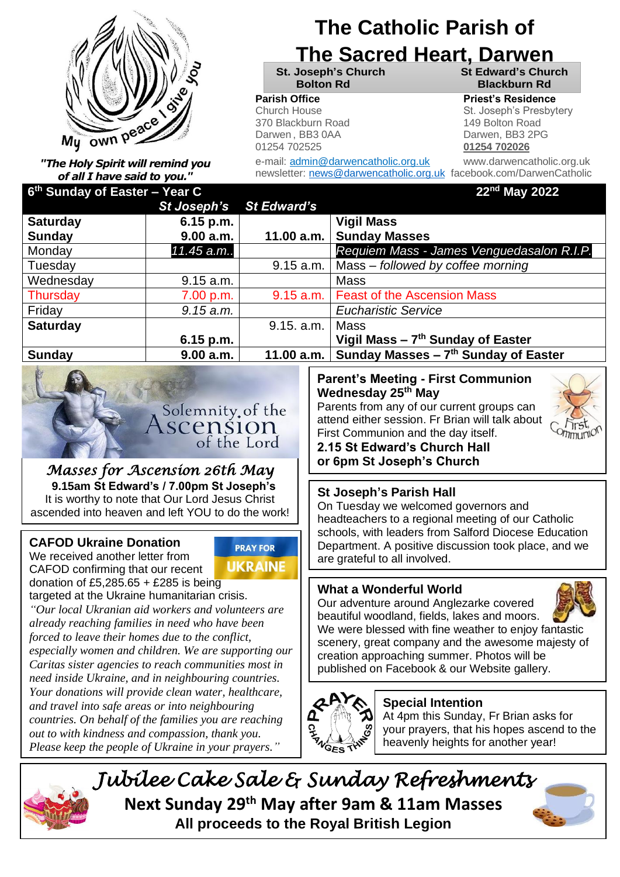# The Catholic Parish of The Sacred Heart, Darwen

My own peace I give you

*"The Holy Spirit will remind you of all I have said to you."*

| St. Joseph's Church Bolton Rd | St Edward's Church Blackburn Rd |
|---|---|

**Parish Office**
Church House
370 Blackburn Road
Darwen , BB3 0AA
01254 702525

**Priest's Residence**
St. Joseph's Presbytery
149 Bolton Road
Darwen, BB3 2PG
**01254 702026**

e-mail: admin@darwencatholic.org.uk
newsletter: news@darwencatholic.org.uk
www.darwencatholic.org.uk
facebook.com/DarwenCatholic

## 6th Sunday of Easter – Year C — 22nd May 2022

| | St Joseph's | St Edward's | |
|---|---|---|---|
| **Saturday** | **6.15 p.m.** | | **Vigil Mass** |
| **Sunday** | **9.00 a.m.** | **11.00 a.m.** | **Sunday Masses** |
| Monday | *11.45 a.m..* | | *Requiem Mass - James Venguedasalon R.I.P.* |
| Tuesday | | 9.15 a.m. | Mass – *followed by coffee morning* |
| Wednesday | 9.15 a.m. | | Mass |
| Thursday | 7.00 p.m. | 9.15 a.m. | Feast of the Ascension Mass |
| Friday | *9.15 a.m.* | | *Eucharistic Service* |
| **Saturday** | | 9.15. a.m. | Mass |
| | **6.15 p.m.** | | **Vigil Mass – 7th Sunday of Easter** |
| **Sunday** | **9.00 a.m.** | **11.00 a.m.** | **Sunday Masses – 7th Sunday of Easter** |

### Solemnity of the Ascension of the Lord

*Masses for Ascension 26th May*
**9.15am St Edward's / 7.00pm St Joseph's**
It is worthy to note that Our Lord Jesus Christ ascended into heaven and left YOU to do the work!

### CAFOD Ukraine Donation

PRAY FOR UKRAINE

We received another letter from CAFOD confirming that our recent donation of £5,285.65 + £285 is being targeted at the Ukraine humanitarian crisis.

*"Our local Ukranian aid workers and volunteers are already reaching families in need who have been forced to leave their homes due to the conflict, especially women and children. We are supporting our Caritas sister agencies to reach communities most in need inside Ukraine, and in neighbouring countries. Your donations will provide clean water, healthcare, and travel into safe areas or into neighbouring countries. On behalf of the families you are reaching out to with kindness and compassion, thank you. Please keep the people of Ukraine in your prayers."*

### Parent's Meeting - First Communion Wednesday 25th May

Parents from any of our current groups can attend either session. Fr Brian will talk about First Communion and the day itself.
**2.15 St Edward's Church Hall**
**or 6pm St Joseph's Church**

### St Joseph's Parish Hall

On Tuesday we welcomed governors and headteachers to a regional meeting of our Catholic schools, with leaders from Salford Diocese Education Department. A positive discussion took place, and we are grateful to all involved.

### What a Wonderful World

Our adventure around Anglezarke covered beautiful woodland, fields, lakes and moors. We were blessed with fine weather to enjoy fantastic scenery, great company and the awesome majesty of creation approaching summer. Photos will be published on Facebook & our Website gallery.

### Special Intention

PRAYER CHANGES THINGS

At 4pm this Sunday, Fr Brian asks for your prayers, that his hopes ascend to the heavenly heights for another year!

## *Jubilee Cake Sale & Sunday Refreshments*

**Next Sunday 29th May after 9am & 11am Masses**
**All proceeds to the Royal British Legion**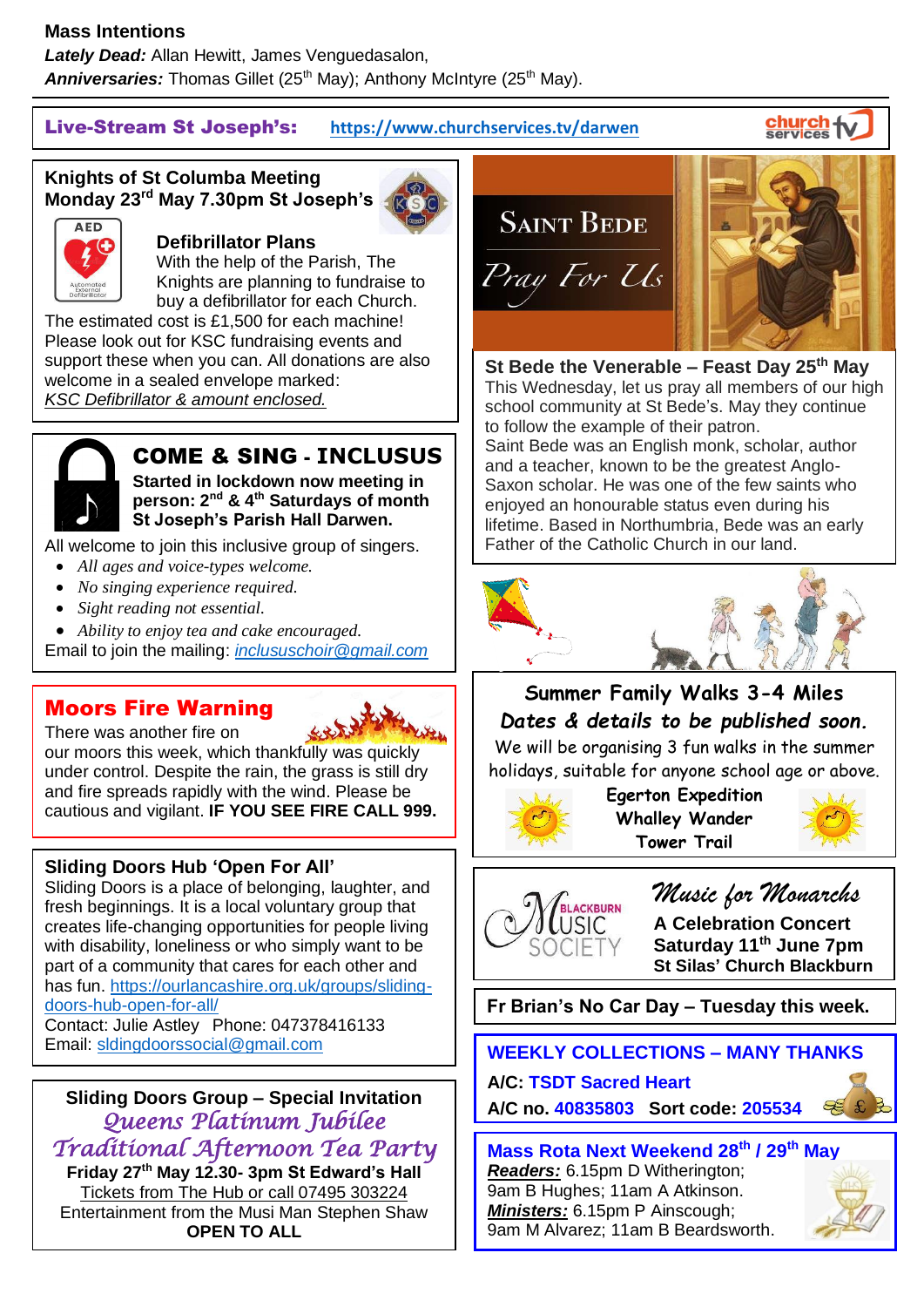**Mass Intentions**

***Lately Dead:*** Allan Hewitt, James Venguedasalon,

***Anniversaries:*** Thomas Gillet (25th May); Anthony McIntyre (25th May).

**Live-Stream St Joseph's:** https://www.churchservices.tv/darwen

## Knights of St Columba Meeting Monday 23rd May 7.30pm St Joseph's

**Defibrillator Plans**

With the help of the Parish, The Knights are planning to fundraise to buy a defibrillator for each Church. The estimated cost is £1,500 for each machine! Please look out for KSC fundraising events and support these when you can. All donations are also welcome in a sealed envelope marked: *KSC Defibrillator & amount enclosed.*

## COME & SING - INCLUSUS

**Started in lockdown now meeting in person: 2nd & 4th Saturdays of month St Joseph's Parish Hall Darwen.**

All welcome to join this inclusive group of singers.

- *All ages and voice-types welcome.*
- *No singing experience required.*
- *Sight reading not essential.*
- *Ability to enjoy tea and cake encouraged.*

Email to join the mailing: *inclususchoir@gmail.com*

## Moors Fire Warning

There was another fire on our moors this week, which thankfully was quickly under control. Despite the rain, the grass is still dry and fire spreads rapidly with the wind. Please be cautious and vigilant. **IF YOU SEE FIRE CALL 999.**

## Sliding Doors Hub 'Open For All'

Sliding Doors is a place of belonging, laughter, and fresh beginnings. It is a local voluntary group that creates life-changing opportunities for people living with disability, loneliness or who simply want to be part of a community that cares for each other and has fun. https://ourlancashire.org.uk/groups/sliding-doors-hub-open-for-all/

Contact: Julie Astley Phone: 047378416133

Email: sldingdoorssocial@gmail.com

## Sliding Doors Group – Special Invitation

*Queens Platinum Jubilee Traditional Afternoon Tea Party*

**Friday 27th May 12.30- 3pm St Edward's Hall**

Tickets from The Hub or call 07495 303224

Entertainment from the Musi Man Stephen Shaw

**OPEN TO ALL**

SAINT BEDE

*Pray For Us*

## St Bede the Venerable – Feast Day 25th May

This Wednesday, let us pray all members of our high school community at St Bede's. May they continue to follow the example of their patron.

Saint Bede was an English monk, scholar, author and a teacher, known to be the greatest Anglo-Saxon scholar. He was one of the few saints who enjoyed an honourable status even during his lifetime. Based in Northumbria, Bede was an early Father of the Catholic Church in our land.

## Summer Family Walks 3-4 Miles

***Dates & details to be published soon.***

We will be organising 3 fun walks in the summer holidays, suitable for anyone school age or above.

Egerton Expedition
Whalley Wander
Tower Trail

## Music for Monarchs

Blackburn Music Society

**A Celebration Concert**

**Saturday 11th June 7pm**

**St Silas' Church Blackburn**

**Fr Brian's No Car Day – Tuesday this week.**

## WEEKLY COLLECTIONS – MANY THANKS

**A/C: TSDT Sacred Heart**

**A/C no. 40835803 Sort code: 205534**

## Mass Rota Next Weekend 28th / 29th May

***Readers:*** 6.15pm D Witherington; 9am B Hughes; 11am A Atkinson.

***Ministers:*** 6.15pm P Ainscough; 9am M Alvarez; 11am B Beardsworth.